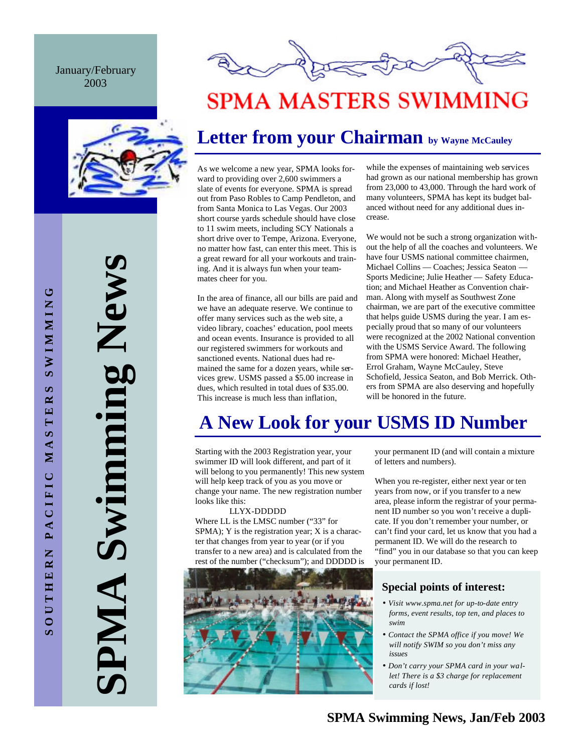January/February 2003

# SPMA Swimming News

SOUTHERN PACIFIC MASTERS SWIMMING

SPMA MASTERS SWIMMING

## Letter from your Chairman by Wayne McCauley

As we welcome a new year, SPMA looks forward to providing over 2,600 swimmers a slate of events for everyone. SPMA is spread out from Paso Robles to Camp Pendleton, and from Santa Monica to Las Vegas. Our 2003 short course yards schedule should have close to 11 swim meets, including SCY Nationals a short drive over to Tempe, Arizona. Everyone, no matter how fast, can enter this meet. This is a great reward for all your workouts and training. And it is always fun when your teammates cheer for you.

In the area of finance, all our bills are paid and we have an adequate reserve. We continue to offer many services such as the web site, a video library, coaches' education, pool meets and ocean events. Insurance is provided to all our registered swimmers for workouts and sanctioned events. National dues had remained the same for a dozen years, while services grew. USMS passed a $5.00 increase in dues, which resulted in total dues of $35.00. This increase is much less than inflation, while the expenses of maintaining web services had grown as our national membership has grown from 23,000 to 43,000. Through the hard work of many volunteers, SPMA has kept its budget balanced without need for any additional dues increase.

We would not be such a strong organization without the help of all the coaches and volunteers. We have four USMS national committee chairmen, Michael Collins — Coaches; Jessica Seaton — Sports Medicine; Julie Heather — Safety Education; and Michael Heather as Convention chairman. Along with myself as Southwest Zone chairman, we are part of the executive committee that helps guide USMS during the year. I am especially proud that so many of our volunteers were recognized at the 2002 National convention with the USMS Service Award. The following from SPMA were honored: Michael Heather, Errol Graham, Wayne McCauley, Steve Schofield, Jessica Seaton, and Bob Merrick. Others from SPMA are also deserving and hopefully will be honored in the future.

## A New Look for your USMS ID Number

Starting with the 2003 Registration year, your swimmer ID will look different, and part of it will belong to you permanently! This new system will help keep track of you as you move or change your name. The new registration number looks like this:

LLYX-DDDDD

Where LL is the LMSC number ("33" for SPMA); Y is the registration year; X is a character that changes from year to year (or if you transfer to a new area) and is calculated from the rest of the number ("checksum"); and DDDDD is your permanent ID (and will contain a mixture of letters and numbers).

When you re-register, either next year or ten years from now, or if you transfer to a new area, please inform the registrar of your permanent ID number so you won't receive a duplicate. If you don't remember your number, or can't find your card, let us know that you had a permanent ID. We will do the research to "find" you in our database so that you can keep your permanent ID.

### Special points of interest:

- *Visit www.spma.net for up-to-date entry forms, event results, top ten, and places to swim*
- *Contact the SPMA office if you move! We will notify SWIM so you don't miss any issues*
- *Don't carry your SPMA card in your wallet! There is a $3 charge for replacement cards if lost!*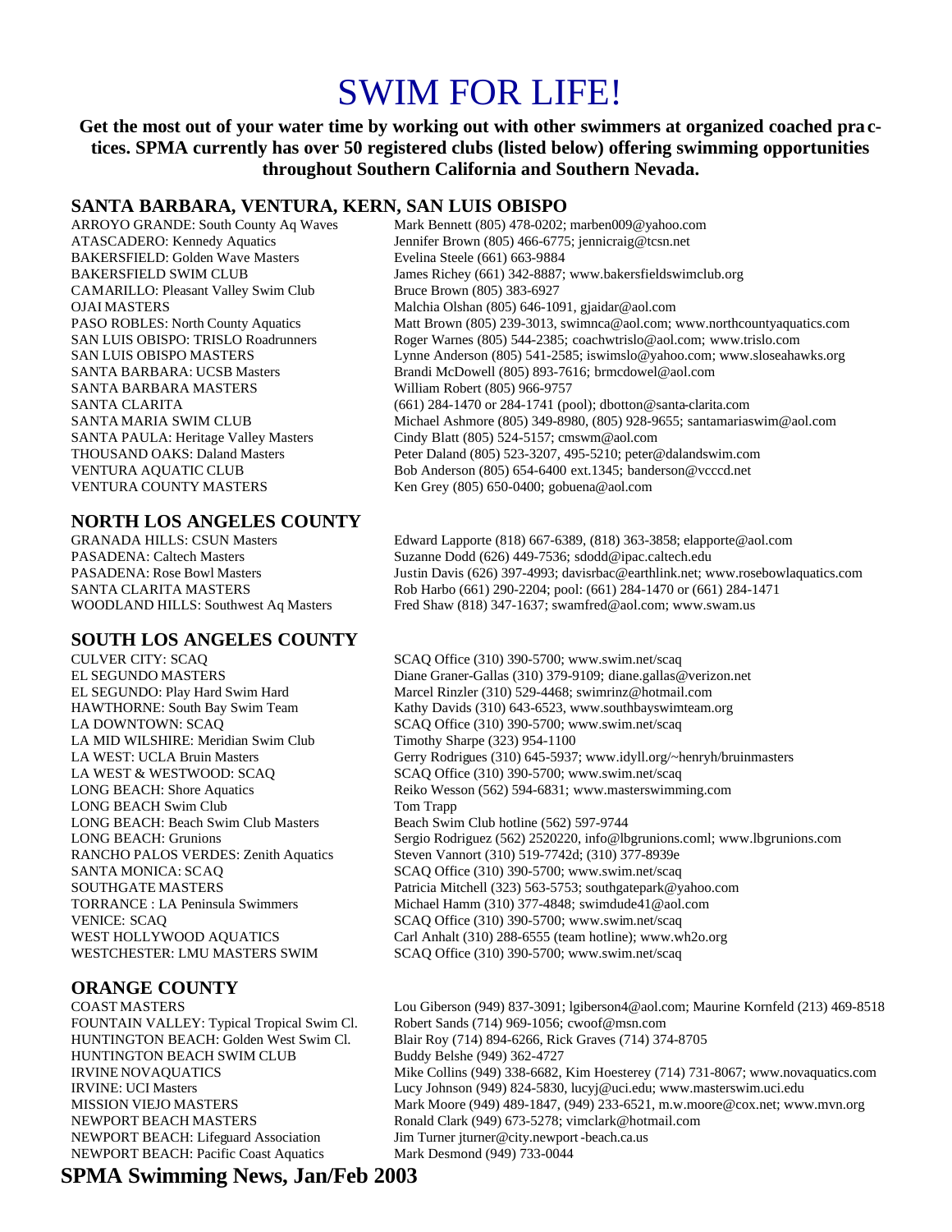# SWIM FOR LIFE!

**Get the most out of your water time by working out with other swimmers at organized coached practices. SPMA currently has over 50 registered clubs (listed below) offering swimming opportunities throughout Southern California and Southern Nevada.**

## SANTA BARBARA, VENTURA, KERN, SAN LUIS OBISPO

| | |
|---|---|
| ARROYO GRANDE: South County Aq Waves | Mark Bennett (805) 478-0202; marben009@yahoo.com |
| ATASCADERO: Kennedy Aquatics | Jennifer Brown (805) 466-6775; jennicraig@tcsn.net |
| BAKERSFIELD: Golden Wave Masters | Evelina Steele (661) 663-9884 |
| BAKERSFIELD SWIM CLUB | James Richey (661) 342-8887; www.bakersfieldswimclub.org |
| CAMARILLO: Pleasant Valley Swim Club | Bruce Brown (805) 383-6927 |
| OJAI MASTERS | Malchia Olshan (805) 646-1091, gjaidar@aol.com |
| PASO ROBLES: North County Aquatics | Matt Brown (805) 239-3013, swimnca@aol.com; www.northcountyaquatics.com |
| SAN LUIS OBISPO: TRISLO Roadrunners | Roger Warnes (805) 544-2385; coachwtrislo@aol.com; www.trislo.com |
| SAN LUIS OBISPO MASTERS | Lynne Anderson (805) 541-2585; iswimslo@yahoo.com; www.sloseahawks.org |
| SANTA BARBARA: UCSB Masters | Brandi McDowell (805) 893-7616; brmcdowel@aol.com |
| SANTA BARBARA MASTERS | William Robert (805) 966-9757 |
| SANTA CLARITA | (661) 284-1470 or 284-1741 (pool); dbotton@santa-clarita.com |
| SANTA MARIA SWIM CLUB | Michael Ashmore (805) 349-8980, (805) 928-9655; santamariaswim@aol.com |
| SANTA PAULA: Heritage Valley Masters | Cindy Blatt (805) 524-5157; cmswm@aol.com |
| THOUSAND OAKS: Daland Masters | Peter Daland (805) 523-3207, 495-5210; peter@dalandswim.com |
| VENTURA AQUATIC CLUB | Bob Anderson (805) 654-6400 ext.1345; banderson@vcccd.net |
| VENTURA COUNTY MASTERS | Ken Grey (805) 650-0400; gobuena@aol.com |

## NORTH LOS ANGELES COUNTY

| | |
|---|---|
| GRANADA HILLS: CSUN Masters | Edward Lapporte (818) 667-6389, (818) 363-3858; elapporte@aol.com |
| PASADENA: Caltech Masters | Suzanne Dodd (626) 449-7536; sdodd@ipac.caltech.edu |
| PASADENA: Rose Bowl Masters | Justin Davis (626) 397-4993; davisrbac@earthlink.net; www.rosebowlaquatics.com |
| SANTA CLARITA MASTERS | Rob Harbo (661) 290-2204; pool: (661) 284-1470 or (661) 284-1471 |
| WOODLAND HILLS: Southwest Aq Masters | Fred Shaw (818) 347-1637; swamfred@aol.com; www.swam.us |

## SOUTH LOS ANGELES COUNTY

| | |
|---|---|
| CULVER CITY: SCAQ | SCAQ Office (310) 390-5700; www.swim.net/scaq |
| EL SEGUNDO MASTERS | Diane Graner-Gallas (310) 379-9109; diane.gallas@verizon.net |
| EL SEGUNDO: Play Hard Swim Hard | Marcel Rinzler (310) 529-4468; swimrinz@hotmail.com |
| HAWTHORNE: South Bay Swim Team | Kathy Davids (310) 643-6523, www.southbayswimteam.org |
| LA DOWNTOWN: SCAQ | SCAQ Office (310) 390-5700; www.swim.net/scaq |
| LA MID WILSHIRE: Meridian Swim Club | Timothy Sharpe (323) 954-1100 |
| LA WEST: UCLA Bruin Masters | Gerry Rodrigues (310) 645-5937; www.idyll.org/~henryh/bruinmasters |
| LA WEST & WESTWOOD: SCAQ | SCAQ Office (310) 390-5700; www.swim.net/scaq |
| LONG BEACH: Shore Aquatics | Reiko Wesson (562) 594-6831; www.masterswimming.com |
| LONG BEACH Swim Club | Tom Trapp |
| LONG BEACH: Beach Swim Club Masters | Beach Swim Club hotline (562) 597-9744 |
| LONG BEACH: Grunions | Sergio Rodriguez (562) 2520220, info@lbgrunions.coml; www.lbgrunions.com |
| RANCHO PALOS VERDES: Zenith Aquatics | Steven Vannort (310) 519-7742d; (310) 377-8939e |
| SANTA MONICA: SCAQ | SCAQ Office (310) 390-5700; www.swim.net/scaq |
| SOUTHGATE MASTERS | Patricia Mitchell (323) 563-5753; southgatepark@yahoo.com |
| TORRANCE : LA Peninsula Swimmers | Michael Hamm (310) 377-4848; swimdude41@aol.com |
| VENICE: SCAQ | SCAQ Office (310) 390-5700; www.swim.net/scaq |
| WEST HOLLYWOOD AQUATICS | Carl Anhalt (310) 288-6555 (team hotline); www.wh2o.org |
| WESTCHESTER: LMU MASTERS SWIM | SCAQ Office (310) 390-5700; www.swim.net/scaq |

## ORANGE COUNTY

| | |
|---|---|
| COAST MASTERS | Lou Giberson (949) 837-3091; lgiberson4@aol.com; Maurine Kornfeld (213) 469-8518 |
| FOUNTAIN VALLEY: Typical Tropical Swim Cl. | Robert Sands (714) 969-1056; cwoof@msn.com |
| HUNTINGTON BEACH: Golden West Swim Cl. | Blair Roy (714) 894-6266, Rick Graves (714) 374-8705 |
| HUNTINGTON BEACH SWIM CLUB | Buddy Belshe (949) 362-4727 |
| IRVINE NOVAQUATICS | Mike Collins (949) 338-6682, Kim Hoesterey (714) 731-8067; www.novaquatics.com |
| IRVINE: UCI Masters | Lucy Johnson (949) 824-5830, lucyj@uci.edu; www.masterswim.uci.edu |
| MISSION VIEJO MASTERS | Mark Moore (949) 489-1847, (949) 233-6521, m.w.moore@cox.net; www.mvn.org |
| NEWPORT BEACH MASTERS | Ronald Clark (949) 673-5278; vimclark@hotmail.com |
| NEWPORT BEACH: Lifeguard Association | Jim Turner jturner@city.newport-beach.ca.us |
| NEWPORT BEACH: Pacific Coast Aquatics | Mark Desmond (949) 733-0044 |

**SPMA Swimming News, Jan/Feb 2003**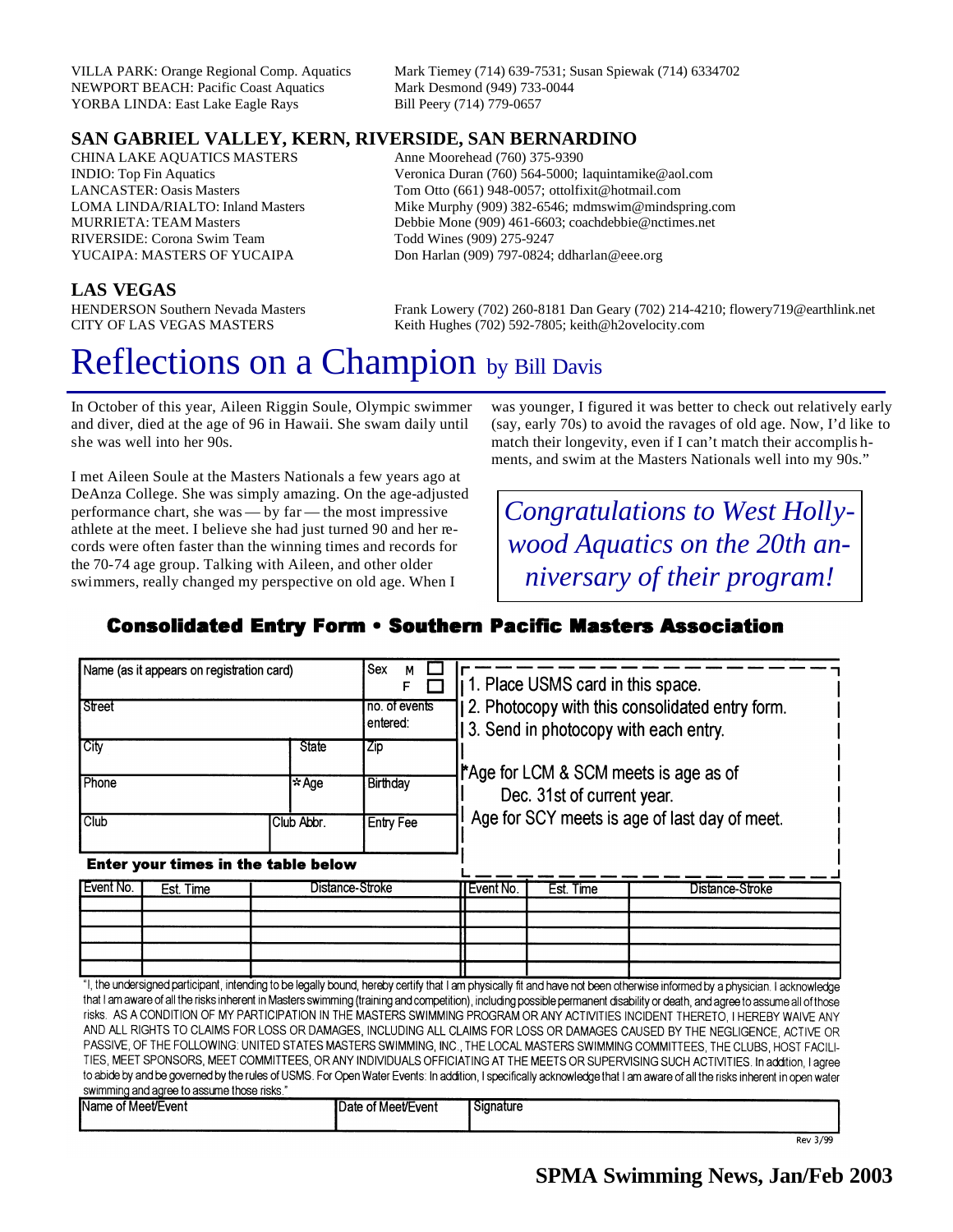| | |
|---|---|
| VILLA PARK: Orange Regional Comp. Aquatics | Mark Tiemey (714) 639-7531; Susan Spiewak (714) 6334702 |
| NEWPORT BEACH: Pacific Coast Aquatics | Mark Desmond (949) 733-0044 |
| YORBA LINDA: East Lake Eagle Rays | Bill Peery (714) 779-0657 |

## SAN GABRIEL VALLEY, KERN, RIVERSIDE, SAN BERNARDINO

| | |
|---|---|
| CHINA LAKE AQUATICS MASTERS | Anne Moorehead (760) 375-9390 |
| INDIO: Top Fin Aquatics | Veronica Duran (760) 564-5000; laquintamike@aol.com |
| LANCASTER: Oasis Masters | Tom Otto (661) 948-0057; ottolfixit@hotmail.com |
| LOMA LINDA/RIALTO: Inland Masters | Mike Murphy (909) 382-6546; mdmswim@mindspring.com |
| MURRIETA: TEAM Masters | Debbie Mone (909) 461-6603; coachdebbie@nctimes.net |
| RIVERSIDE: Corona Swim Team | Todd Wines (909) 275-9247 |
| YUCAIPA: MASTERS OF YUCAIPA | Don Harlan (909) 797-0824; ddharlan@eee.org |

## LAS VEGAS

| | |
|---|---|
| HENDERSON Southern Nevada Masters | Frank Lowery (702) 260-8181 Dan Geary (702) 214-4210; flowery719@earthlink.net |
| CITY OF LAS VEGAS MASTERS | Keith Hughes (702) 592-7805; keith@h2ovelocity.com |

# Reflections on a Champion by Bill Davis

In October of this year, Aileen Riggin Soule, Olympic swimmer and diver, died at the age of 96 in Hawaii. She swam daily until she was well into her 90s.

I met Aileen Soule at the Masters Nationals a few years ago at DeAnza College. She was simply amazing. On the age-adjusted performance chart, she was — by far — the most impressive athlete at the meet. I believe she had just turned 90 and her records were often faster than the winning times and records for the 70-74 age group. Talking with Aileen, and other older swimmers, really changed my perspective on old age. When I was younger, I figured it was better to check out relatively early (say, early 70s) to avoid the ravages of old age. Now, I'd like to match their longevity, even if I can't match their accomplishments, and swim at the Masters Nationals well into my 90s."

*Congratulations to West Hollywood Aquatics on the 20th anniversary of their program!*

## Consolidated Entry Form • Southern Pacific Masters Association

| Name (as it appears on registration card) | | Sex M ☐ F ☐ |
|---|---|---|
| Street | | no. of events entered: |
| City | State | Zip |
| Phone | * Age | Birthday |
| Club | Club Abbr. | Entry Fee |

1. Place USMS card in this space.
2. Photocopy with this consolidated entry form.
3. Send in photocopy with each entry.

*Age for LCM & SCM meets is age as of Dec. 31st of current year.
Age for SCY meets is age of last day of meet.

**Enter your times in the table below**

| Event No. | Est. Time | Distance-Stroke | Event No. | Est. Time | Distance-Stroke |
|---|---|---|---|---|---|
| | | | | | |
| | | | | | |
| | | | | | |
| | | | | | |
| | | | | | |

"I, the undersigned participant, intending to be legally bound, hereby certify that I am physically fit and have not been otherwise informed by a physician. I acknowledge that I am aware of all the risks inherent in Masters swimming (training and competition), including possible permanent disability or death, and agree to assume all of those risks. AS A CONDITION OF MY PARTICIPATION IN THE MASTERS SWIMMING PROGRAM OR ANY ACTIVITIES INCIDENT THERETO, I HEREBY WAIVE ANY AND ALL RIGHTS TO CLAIMS FOR LOSS OR DAMAGES, INCLUDING ALL CLAIMS FOR LOSS OR DAMAGES CAUSED BY THE NEGLIGENCE, ACTIVE OR PASSIVE, OF THE FOLLOWING: UNITED STATES MASTERS SWIMMING, INC., THE LOCAL MASTERS SWIMMING COMMITTEES, THE CLUBS, HOST FACILITIES, MEET SPONSORS, MEET COMMITTEES, OR ANY INDIVIDUALS OFFICIATING AT THE MEETS OR SUPERVISING SUCH ACTIVITIES. In addition, I agree to abide by and be governed by the rules of USMS. For Open Water Events: In addition, I specifically acknowledge that I am aware of all the risks inherent in open water swimming and agree to assume those risks."

| Name of Meet/Event | Date of Meet/Event | Signature |
|---|---|---|
| | | |

Rev 3/99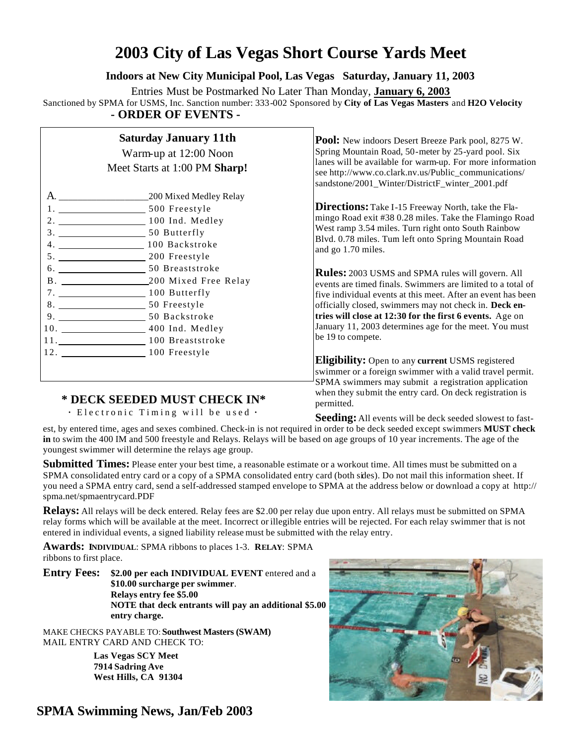# 2003 City of Las Vegas Short Course Yards Meet

**Indoors at New City Municipal Pool, Las Vegas Saturday, January 11, 2003**

Entries Must be Postmarked No Later Than Monday, **January 6, 2003**

Sanctioned by SPMA for USMS, Inc. Sanction number: 333-002 Sponsored by **City of Las Vegas Masters** and **H2O Velocity**

## - ORDER OF EVENTS -

**Saturday January 11th**

Warm-up at 12:00 Noon

Meet Starts at 1:00 PM **Sharp!**

A. ________________ 200 Mixed Medley Relay
1. ________________ 500 Freestyle
2. ________________ 100 Ind. Medley
3. ________________ 50 Butterfly
4. ________________ 100 Backstroke
5. ________________ 200 Freestyle
6. ________________ 50 Breaststroke
B. ________________ 200 Mixed Free Relay
7. ________________ 100 Butterfly
8. ________________ 50 Freestyle
9. ________________ 50 Backstroke
10. ________________ 400 Ind. Medley
11. ________________ 100 Breaststroke
12. ________________ 100 Freestyle

**\* DECK SEEDED MUST CHECK IN\***

· Electronic Timing will be used ·

**Pool:** New indoors Desert Breeze Park pool, 8275 W. Spring Mountain Road, 50-meter by 25-yard pool. Six lanes will be available for warm-up. For more information see http://www.co.clark.nv.us/Public_communications/sandstone/2001_Winter/DistrictF_winter_2001.pdf

**Directions:** Take I-15 Freeway North, take the Flamingo Road exit #38 0.28 miles. Take the Flamingo Road West ramp 3.54 miles. Turn right onto South Rainbow Blvd. 0.78 miles. Tum left onto Spring Mountain Road and go 1.70 miles.

**Rules:** 2003 USMS and SPMA rules will govern. All events are timed finals. Swimmers are limited to a total of five individual events at this meet. After an event has been officially closed, swimmers may not check in. **Deck entries will close at 12:30 for the first 6 events.** Age on January 11, 2003 determines age for the meet. You must be 19 to compete.

**Eligibility:** Open to any **current** USMS registered swimmer or a foreign swimmer with a valid travel permit. SPMA swimmers may submit a registration application when they submit the entry card. On deck registration is permitted.

**Seeding:** All events will be deck seeded slowest to fastest, by entered time, ages and sexes combined. Check-in is not required in order to be deck seeded except swimmers **MUST check in** to swim the 400 IM and 500 freestyle and Relays. Relays will be based on age groups of 10 year increments. The age of the youngest swimmer will determine the relays age group.

**Submitted Times:** Please enter your best time, a reasonable estimate or a workout time. All times must be submitted on a SPMA consolidated entry card or a copy of a SPMA consolidated entry card (both sides). Do not mail this information sheet. If you need a SPMA entry card, send a self-addressed stamped envelope to SPMA at the address below or download a copy at http://spma.net/spmaentrycard.PDF

**Relays:** All relays will be deck entered. Relay fees are $2.00 per relay due upon entry. All relays must be submitted on SPMA relay forms which will be available at the meet. Incorrect or illegible entries will be rejected. For each relay swimmer that is not entered in individual events, a signed liability release must be submitted with the relay entry.

**Awards:** **INDIVIDUAL**: SPMA ribbons to places 1-3. **RELAY**: SPMA ribbons to first place.

**Entry Fees:** **$2.00 per each INDIVIDUAL EVENT** entered and a **$10.00 surcharge per swimmer**.
**Relays entry fee $5.00**
**NOTE that deck entrants will pay an additional $5.00 entry charge.**

MAKE CHECKS PAYABLE TO: **Southwest Masters (SWAM)**
MAIL ENTRY CARD AND CHECK TO:

**Las Vegas SCY Meet**
**7914 Sadring Ave**
**West Hills, CA 91304**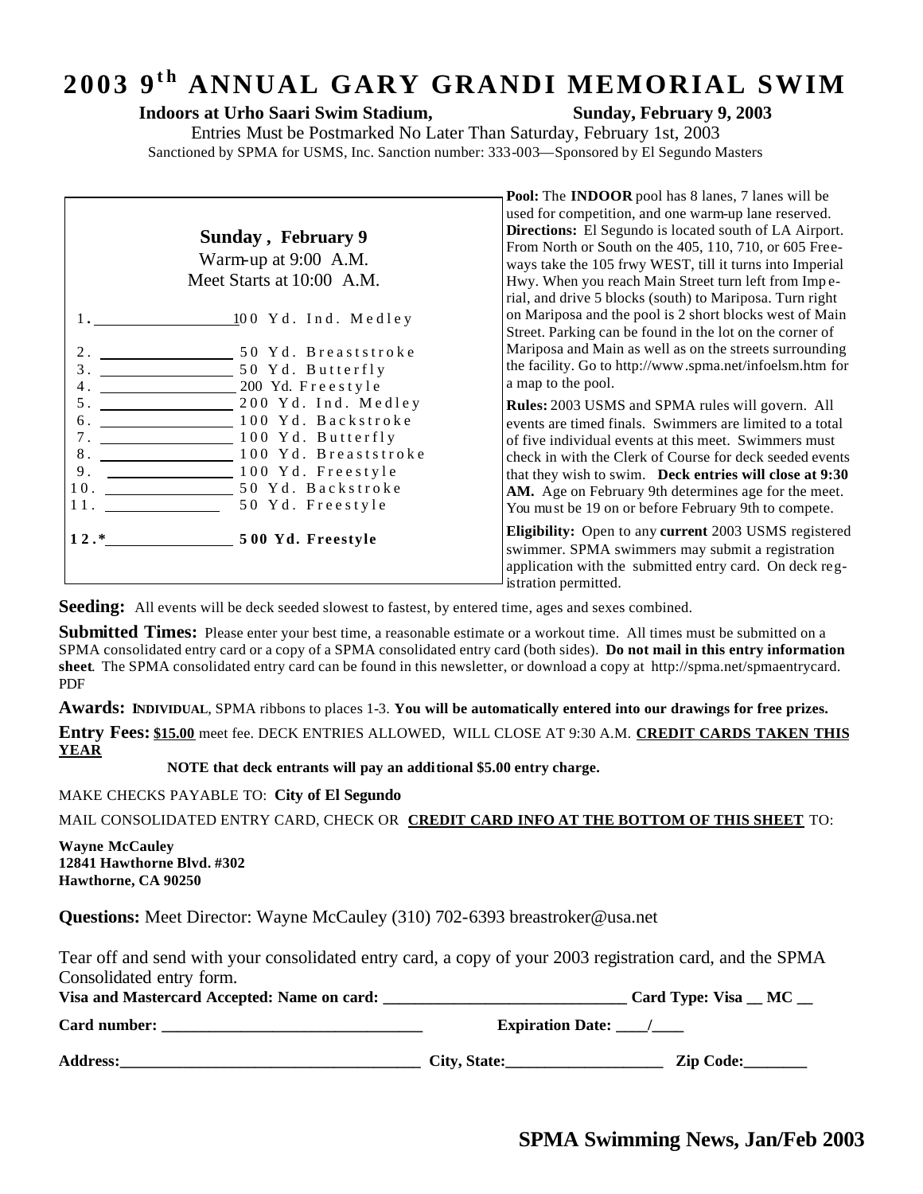# 2003 9th ANNUAL GARY GRANDI MEMORIAL SWIM

**Indoors at Urho Saari Swim Stadium, Sunday, February 9, 2003**

Entries Must be Postmarked No Later Than Saturday, February 1st, 2003

Sanctioned by SPMA for USMS, Inc. Sanction number: 333-003—Sponsored by El Segundo Masters

**Sunday , February 9**

Warm-up at 9:00 A.M.

Meet Starts at 10:00 A.M.

1. ________________ 100 Yd. Ind. Medley
2. ________________ 50 Yd. Breaststroke
3. ________________ 50 Yd. Butterfly
4. ________________ 200 Yd. Freestyle
5. ________________ 200 Yd. Ind. Medley
6. ________________ 100 Yd. Backstroke
7. ________________ 100 Yd. Butterfly
8. ________________ 100 Yd. Breaststroke
9. ________________ 100 Yd. Freestyle
10. ________________ 50 Yd. Backstroke
11. ________________ 50 Yd. Freestyle

**12.*________________ 500 Yd. Freestyle**

**Pool:** The **INDOOR** pool has 8 lanes, 7 lanes will be used for competition, and one warm-up lane reserved.

**Directions:** El Segundo is located south of LA Airport. From North or South on the 405, 110, 710, or 605 Freeways take the 105 frwy WEST, till it turns into Imperial Hwy. When you reach Main Street turn left from Imperial, and drive 5 blocks (south) to Mariposa. Turn right on Mariposa and the pool is 2 short blocks west of Main Street. Parking can be found in the lot on the corner of Mariposa and Main as well as on the streets surrounding the facility. Go to http://www.spma.net/infoelsm.htm for a map to the pool.

**Rules:** 2003 USMS and SPMA rules will govern. All events are timed finals. Swimmers are limited to a total of five individual events at this meet. Swimmers must check in with the Clerk of Course for deck seeded events that they wish to swim. **Deck entries will close at 9:30 AM.** Age on February 9th determines age for the meet. You must be 19 on or before February 9th to compete.

**Eligibility:** Open to any **current** 2003 USMS registered swimmer. SPMA swimmers may submit a registration application with the submitted entry card. On deck registration permitted.

**Seeding:** All events will be deck seeded slowest to fastest, by entered time, ages and sexes combined.

**Submitted Times:** Please enter your best time, a reasonable estimate or a workout time. All times must be submitted on a SPMA consolidated entry card or a copy of a SPMA consolidated entry card (both sides). **Do not mail in this entry information sheet**. The SPMA consolidated entry card can be found in this newsletter, or download a copy at http://spma.net/spmaentrycard.PDF

**Awards: INDIVIDUAL**, SPMA ribbons to places 1-3. **You will be automatically entered into our drawings for free prizes.**

**Entry Fees: <u>$15.00</u>** meet fee. DECK ENTRIES ALLOWED, WILL CLOSE AT 9:30 A.M. **<u>CREDIT CARDS TAKEN THIS YEAR</u>**

**NOTE that deck entrants will pay an additional $5.00 entry charge.**

MAKE CHECKS PAYABLE TO: **City of El Segundo**

MAIL CONSOLIDATED ENTRY CARD, CHECK OR **<u>CREDIT CARD INFO AT THE BOTTOM OF THIS SHEET</u>** TO:

**Wayne McCauley**
**12841 Hawthorne Blvd. #302**
**Hawthorne, CA 90250**

**Questions:** Meet Director: Wayne McCauley (310) 702-6393 breastroker@usa.net

Tear off and send with your consolidated entry card, a copy of your 2003 registration card, and the SPMA Consolidated entry form.

**Visa and Mastercard Accepted: Name on card: ______________________________ Card Type: Visa __ MC __**

**Card number: ________________________________ Expiration Date: ____/____**

**Address:_____________________________________ City, State:___________________ Zip Code:________**

**SPMA Swimming News, Jan/Feb 2003**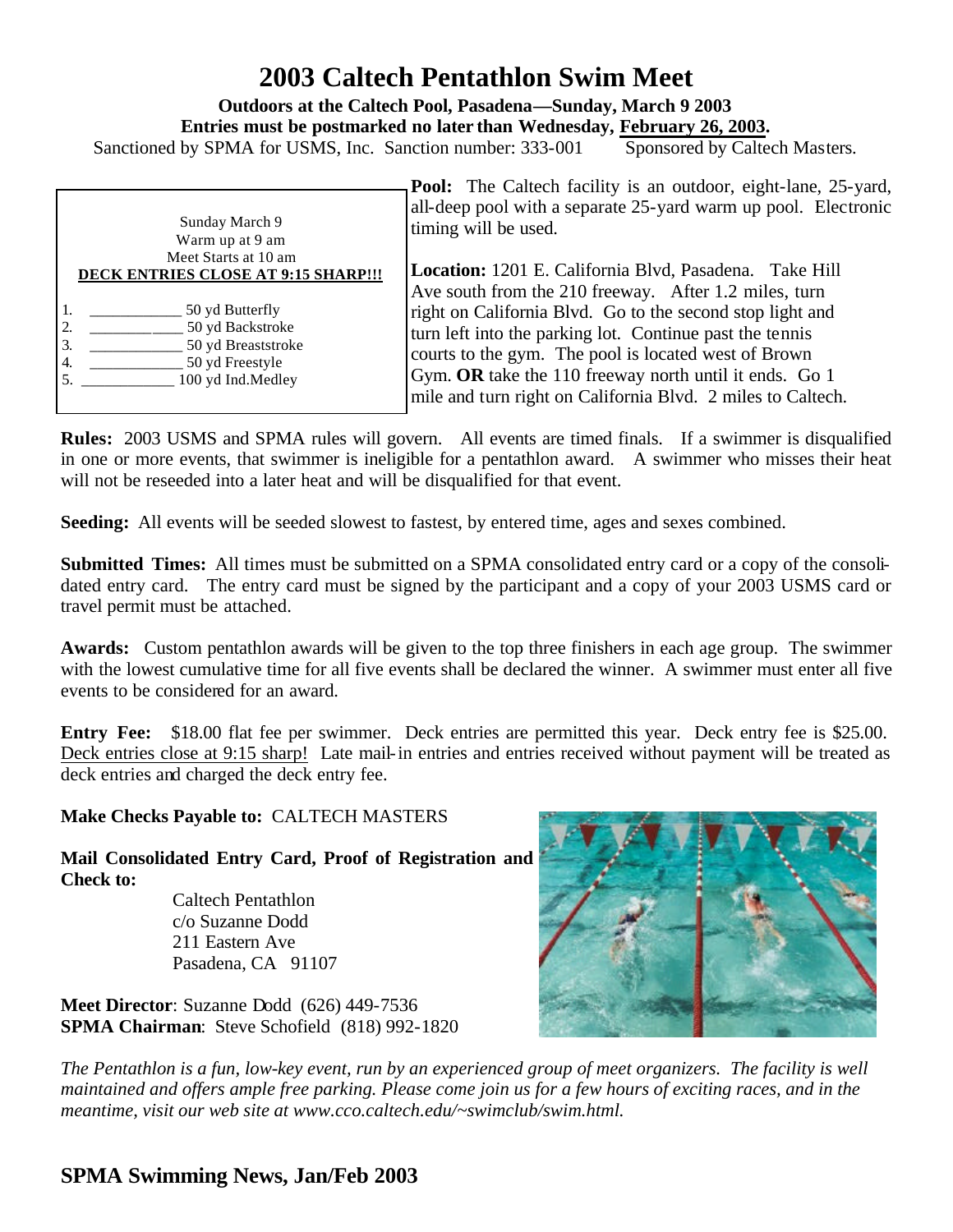# 2003 Caltech Pentathlon Swim Meet

**Outdoors at the Caltech Pool, Pasadena—Sunday, March 9 2003**

**Entries must be postmarked no later than Wednesday, February 26, 2003.**

Sanctioned by SPMA for USMS, Inc. Sanction number: 333-001 Sponsored by Caltech Masters.

Sunday March 9
Warm up at 9 am
Meet Starts at 10 am

**DECK ENTRIES CLOSE AT 9:15 SHARP!!!**

1. ___________ 50 yd Butterfly
2. ___________ 50 yd Backstroke
3. ___________ 50 yd Breaststroke
4. ___________ 50 yd Freestyle
5. ___________ 100 yd Ind.Medley

**Pool:** The Caltech facility is an outdoor, eight-lane, 25-yard, all-deep pool with a separate 25-yard warm up pool. Electronic timing will be used.

**Location:** 1201 E. California Blvd, Pasadena. Take Hill Ave south from the 210 freeway. After 1.2 miles, turn right on California Blvd. Go to the second stop light and turn left into the parking lot. Continue past the tennis courts to the gym. The pool is located west of Brown Gym. **OR** take the 110 freeway north until it ends. Go 1 mile and turn right on California Blvd. 2 miles to Caltech.

**Rules:** 2003 USMS and SPMA rules will govern. All events are timed finals. If a swimmer is disqualified in one or more events, that swimmer is ineligible for a pentathlon award. A swimmer who misses their heat will not be reseeded into a later heat and will be disqualified for that event.

**Seeding:** All events will be seeded slowest to fastest, by entered time, ages and sexes combined.

**Submitted Times:** All times must be submitted on a SPMA consolidated entry card or a copy of the consolidated entry card. The entry card must be signed by the participant and a copy of your 2003 USMS card or travel permit must be attached.

**Awards:** Custom pentathlon awards will be given to the top three finishers in each age group. The swimmer with the lowest cumulative time for all five events shall be declared the winner. A swimmer must enter all five events to be considered for an award.

**Entry Fee:** $18.00 flat fee per swimmer. Deck entries are permitted this year. Deck entry fee is $25.00. Deck entries close at 9:15 sharp! Late mail-in entries and entries received without payment will be treated as deck entries and charged the deck entry fee.

**Make Checks Payable to:** CALTECH MASTERS

**Mail Consolidated Entry Card, Proof of Registration and Check to:**

Caltech Pentathlon
c/o Suzanne Dodd
211 Eastern Ave
Pasadena, CA 91107

**Meet Director**: Suzanne Dodd (626) 449-7536
**SPMA Chairman**: Steve Schofield (818) 992-1820

*The Pentathlon is a fun, low-key event, run by an experienced group of meet organizers. The facility is well maintained and offers ample free parking. Please come join us for a few hours of exciting races, and in the meantime, visit our web site at www.cco.caltech.edu/~swimclub/swim.html.*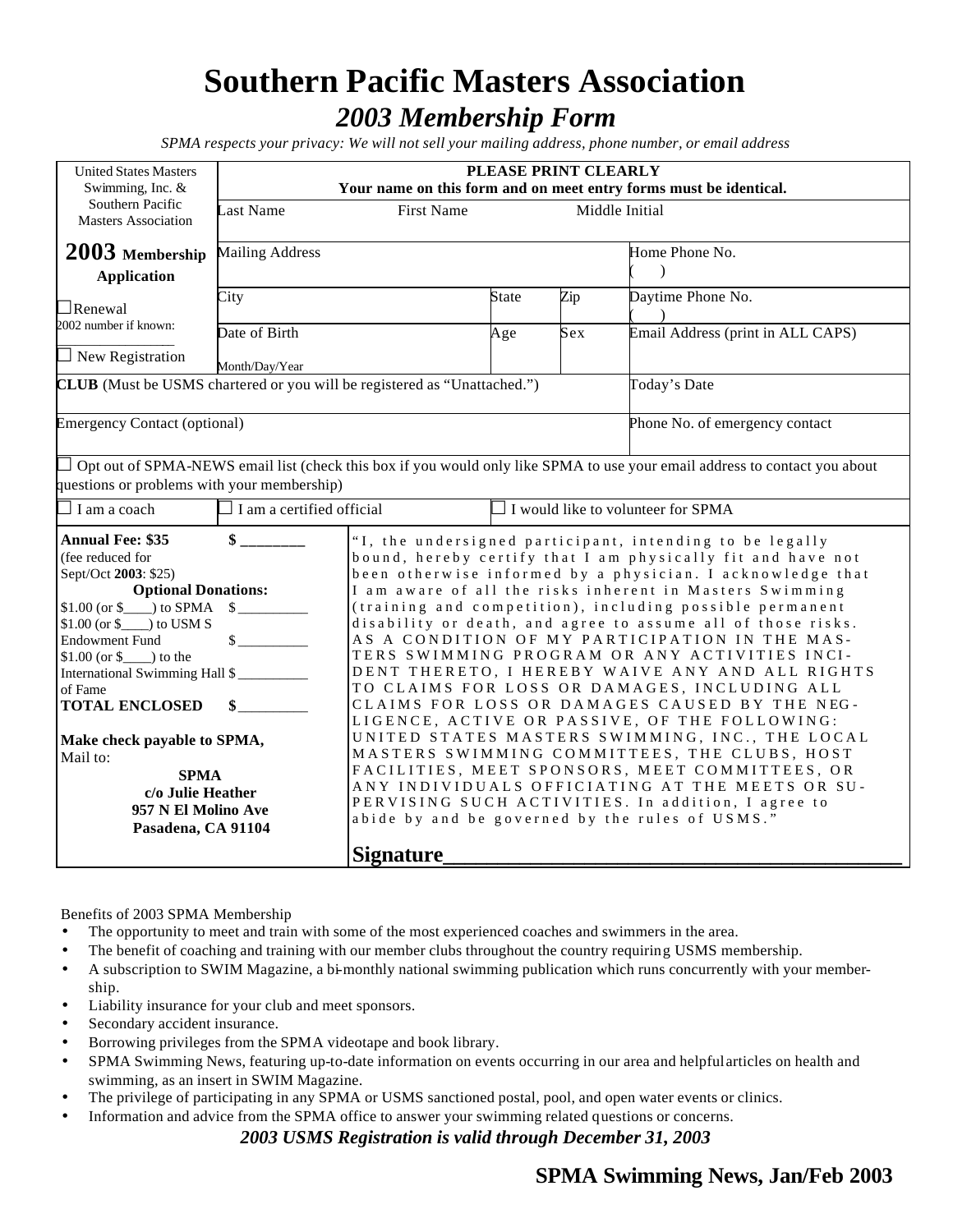# Southern Pacific Masters Association

## *2003 Membership Form*

*SPMA respects your privacy: We will not sell your mailing address, phone number, or email address*

| United States Masters Swimming, Inc. & Southern Pacific Masters Association | **PLEASE PRINT CLEARLY** **Your name on this form and on meet entry forms must be identical.** | | | |
|---|---|---|---|---|
| | Last Name | First Name | Middle Initial | |
| **2003 Membership Application** | Mailing Address | | | Home Phone No. ( ) |
| ☐ Renewal 2002 number if known: ________ | City | State | Zip | Daytime Phone No. ( ) |
| ☐ New Registration | Date of Birth Month/Day/Year | Age | Sex | Email Address (print in ALL CAPS) |
| **CLUB** (Must be USMS chartered or you will be registered as "Unattached.") | | | | Today's Date |
| Emergency Contact (optional) | | | | Phone No. of emergency contact |

☐ Opt out of SPMA-NEWS email list (check this box if you would only like SPMA to use your email address to contact you about questions or problems with your membership)

☐ I am a coach ☐ I am a certified official ☐ I would like to volunteer for SPMA

**Annual Fee: $35** $ ________
(fee reduced for Sept/Oct **2003**: $25)

**Optional Donations:**

$1.00 (or $____) to SPMA $ __________

$1.00 (or $____) to USM S Endowment Fund $ __________

$1.00 (or $____) to the International Swimming Hall of Fame $ __________

**TOTAL ENCLOSED** $ __________

**Make check payable to SPMA,**
Mail to:

**SPMA**
**c/o Julie Heather**
**957 N El Molino Ave**
**Pasadena, CA 91104**

"I, the undersigned participant, intending to be legally bound, hereby certify that I am physically fit and have not been otherwise informed by a physician. I acknowledge that I am aware of all the risks inherent in Masters Swimming (training and competition), including possible permanent disability or death, and agree to assume all of those risks. AS A CONDITION OF MY PARTICIPATION IN THE MASTERS SWIMMING PROGRAM OR ANY ACTIVITIES INCIDENT THERETO, I HEREBY WAIVE ANY AND ALL RIGHTS TO CLAIMS FOR LOSS OR DAMAGES, INCLUDING ALL CLAIMS FOR LOSS OR DAMAGES CAUSED BY THE NEGLIGENCE, ACTIVE OR PASSIVE, OF THE FOLLOWING: UNITED STATES MASTERS SWIMMING, INC., THE LOCAL MASTERS SWIMMING COMMITTEES, THE CLUBS, HOST FACILITIES, MEET SPONSORS, MEET COMMITTEES, OR ANY INDIVIDUALS OFFICIATING AT THE MEETS OR SUPERVISING SUCH ACTIVITIES. In addition, I agree to abide by and be governed by the rules of USMS."

**Signature**_______________________________________

Benefits of 2003 SPMA Membership

- The opportunity to meet and train with some of the most experienced coaches and swimmers in the area.
- The benefit of coaching and training with our member clubs throughout the country requiring USMS membership.
- A subscription to SWIM Magazine, a bi-monthly national swimming publication which runs concurrently with your membership.
- Liability insurance for your club and meet sponsors.
- Secondary accident insurance.
- Borrowing privileges from the SPMA videotape and book library.
- SPMA Swimming News, featuring up-to-date information on events occurring in our area and helpful articles on health and swimming, as an insert in SWIM Magazine.
- The privilege of participating in any SPMA or USMS sanctioned postal, pool, and open water events or clinics.
- Information and advice from the SPMA office to answer your swimming related questions or concerns.

***2003 USMS Registration is valid through December 31, 2003***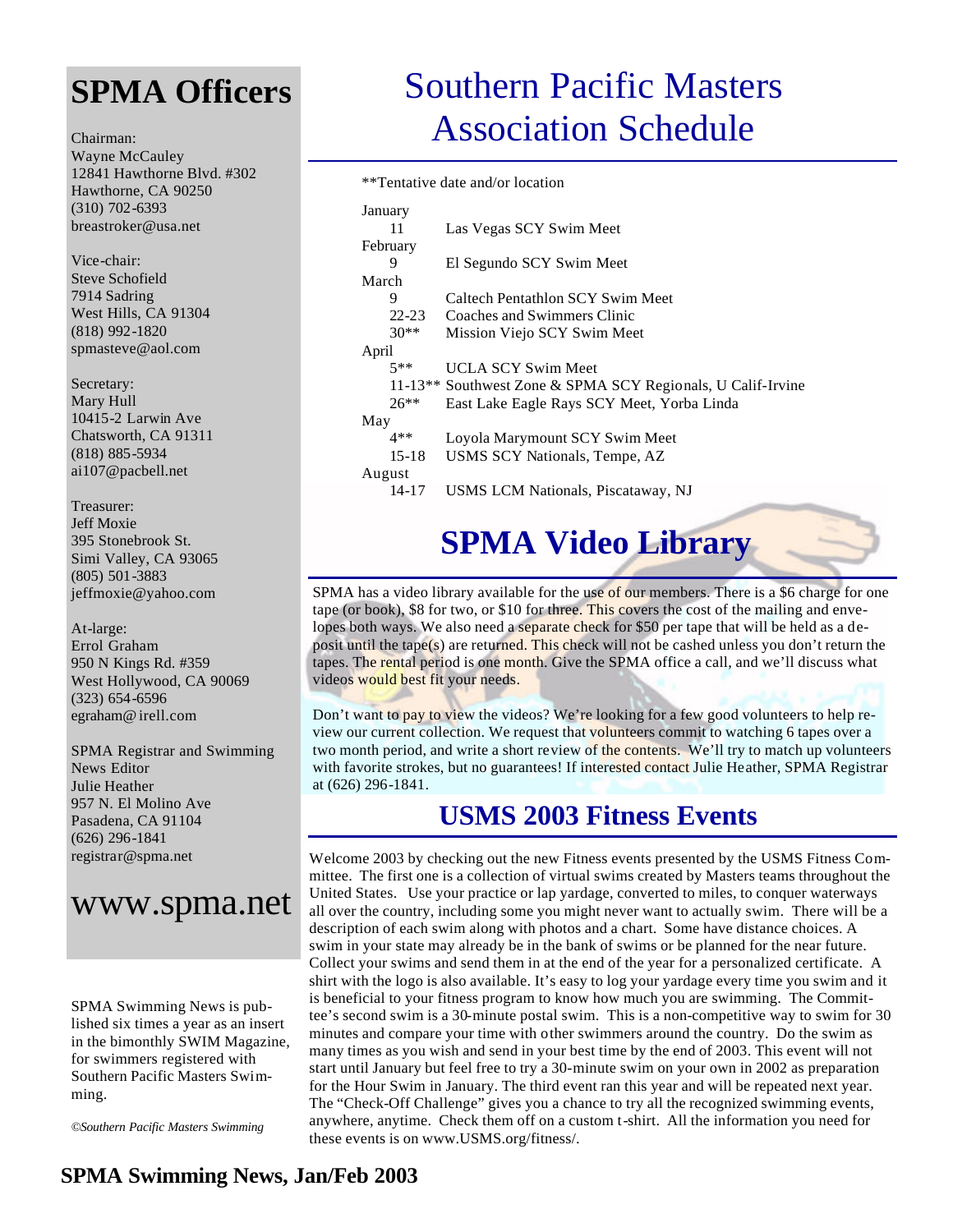# SPMA Officers

Chairman:
Wayne McCauley
12841 Hawthorne Blvd. #302
Hawthorne, CA 90250
(310) 702-6393
breastroker@usa.net

Vice-chair:
Steve Schofield
7914 Sadring
West Hills, CA 91304
(818) 992-1820
spmasteve@aol.com

Secretary:
Mary Hull
10415-2 Larwin Ave
Chatsworth, CA 91311
(818) 885-5934
ai107@pacbell.net

Treasurer:
Jeff Moxie
395 Stonebrook St.
Simi Valley, CA 93065
(805) 501-3883
jeffmoxie@yahoo.com

At-large:
Errol Graham
950 N Kings Rd. #359
West Hollywood, CA 90069
(323) 654-6596
egraham@ irell.com

SPMA Registrar and Swimming News Editor
Julie Heather
957 N. El Molino Ave
Pasadena, CA 91104
(626) 296-1841
registrar@spma.net

## www.spma.net

SPMA Swimming News is published six times a year as an insert in the bimonthly SWIM Magazine, for swimmers registered with Southern Pacific Masters Swimming.

*©Southern Pacific Masters Swimming*

# Southern Pacific Masters Association Schedule

**Tentative date and/or location

January
- 11 Las Vegas SCY Swim Meet

February
- 9 El Segundo SCY Swim Meet

March
- 9 Caltech Pentathlon SCY Swim Meet
- 22-23 Coaches and Swimmers Clinic
- 30** Mission Viejo SCY Swim Meet

April
- 5** UCLA SCY Swim Meet
- 11-13** Southwest Zone & SPMA SCY Regionals, U Calif-Irvine
- 26** East Lake Eagle Rays SCY Meet, Yorba Linda

May
- 4** Loyola Marymount SCY Swim Meet
- 15-18 USMS SCY Nationals, Tempe, AZ

August
- 14-17 USMS LCM Nationals, Piscataway, NJ

# SPMA Video Library

SPMA has a video library available for the use of our members. There is a $6 charge for one tape (or book), $8 for two, or $10 for three. This covers the cost of the mailing and envelopes both ways. We also need a separate check for $50 per tape that will be held as a deposit until the tape(s) are returned. This check will not be cashed unless you don't return the tapes. The rental period is one month. Give the SPMA office a call, and we'll discuss what videos would best fit your needs.

Don't want to pay to view the videos? We're looking for a few good volunteers to help review our current collection. We request that volunteers commit to watching 6 tapes over a two month period, and write a short review of the contents. We'll try to match up volunteers with favorite strokes, but no guarantees! If interested contact Julie Heather, SPMA Registrar at (626) 296-1841.

## USMS 2003 Fitness Events

Welcome 2003 by checking out the new Fitness events presented by the USMS Fitness Committee. The first one is a collection of virtual swims created by Masters teams throughout the United States. Use your practice or lap yardage, converted to miles, to conquer waterways all over the country, including some you might never want to actually swim. There will be a description of each swim along with photos and a chart. Some have distance choices. A swim in your state may already be in the bank of swims or be planned for the near future. Collect your swims and send them in at the end of the year for a personalized certificate. A shirt with the logo is also available. It's easy to log your yardage every time you swim and it is beneficial to your fitness program to know how much you are swimming. The Committee's second swim is a 30-minute postal swim. This is a non-competitive way to swim for 30 minutes and compare your time with other swimmers around the country. Do the swim as many times as you wish and send in your best time by the end of 2003. This event will not start until January but feel free to try a 30-minute swim on your own in 2002 as preparation for the Hour Swim in January. The third event ran this year and will be repeated next year. The "Check-Off Challenge" gives you a chance to try all the recognized swimming events, anywhere, anytime. Check them off on a custom t-shirt. All the information you need for these events is on www.USMS.org/fitness/.